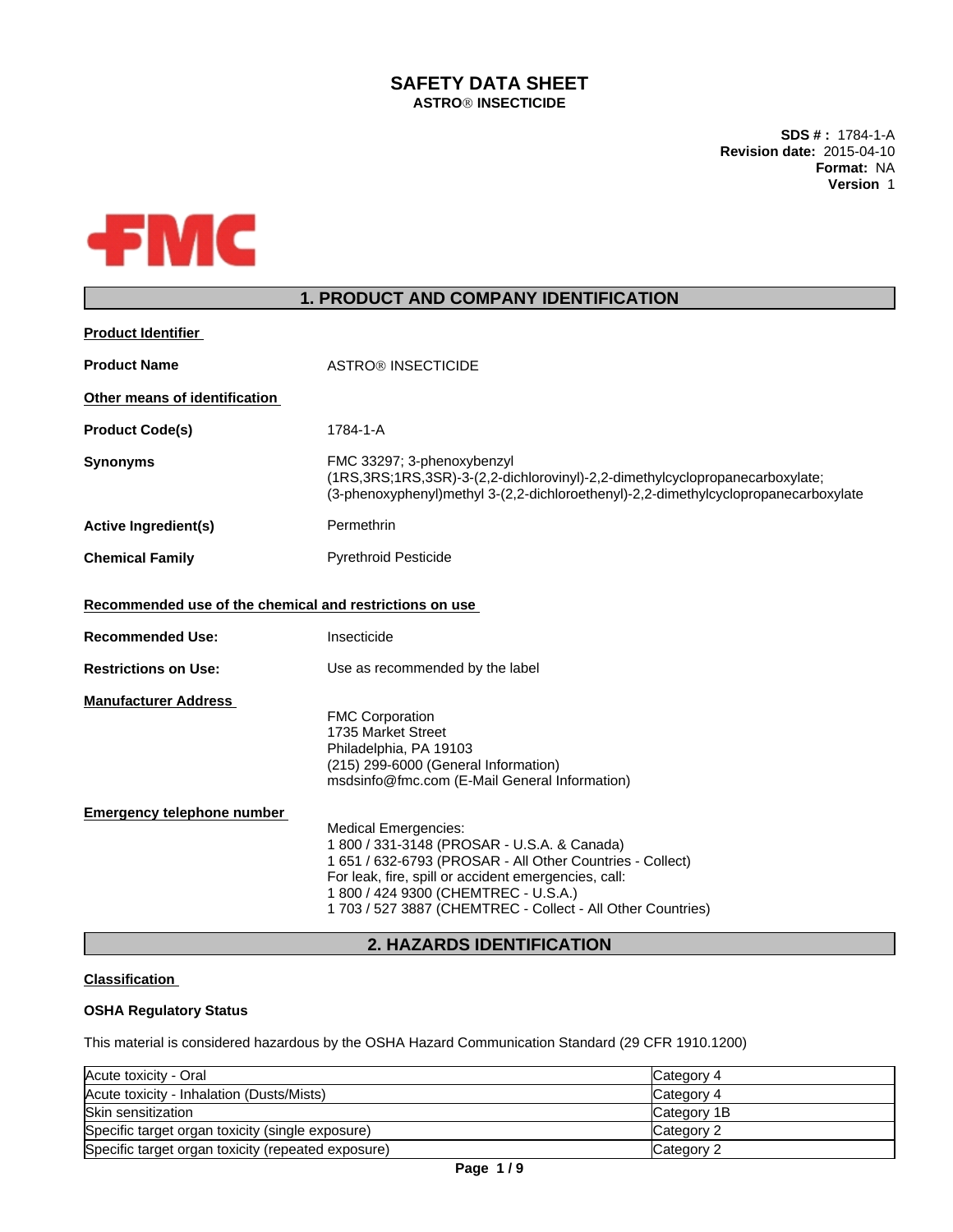# SAFETY DATA SHEET

**ASTRO® INSECTICIDE**

**SDS # :** 1784-1-A
**Revision date:** 2015-04-10
**Format:** NA
**Version** 1

## 1. PRODUCT AND COMPANY IDENTIFICATION

**Product Identifier**

**Product Name** ASTRO® INSECTICIDE

**Other means of identification**

**Product Code(s)** 1784-1-A

**Synonyms** FMC 33297; 3-phenoxybenzyl (1RS,3RS;1RS,3SR)-3-(2,2-dichlorovinyl)-2,2-dimethylcyclopropanecarboxylate; (3-phenoxyphenyl)methyl 3-(2,2-dichloroethenyl)-2,2-dimethylcyclopropanecarboxylate

**Active Ingredient(s)** Permethrin

**Chemical Family** Pyrethroid Pesticide

**Recommended use of the chemical and restrictions on use**

**Recommended Use:** Insecticide

**Restrictions on Use:** Use as recommended by the label

**Manufacturer Address**

FMC Corporation
1735 Market Street
Philadelphia, PA 19103
(215) 299-6000 (General Information)
msdsinfo@fmc.com (E-Mail General Information)

**Emergency telephone number**

Medical Emergencies:
1 800 / 331-3148 (PROSAR - U.S.A. & Canada)
1 651 / 632-6793 (PROSAR - All Other Countries - Collect)
For leak, fire, spill or accident emergencies, call:
1 800 / 424 9300 (CHEMTREC - U.S.A.)
1 703 / 527 3887 (CHEMTREC - Collect - All Other Countries)

## 2. HAZARDS IDENTIFICATION

**Classification**

**OSHA Regulatory Status**

This material is considered hazardous by the OSHA Hazard Communication Standard (29 CFR 1910.1200)

| | |
|---|---|
| Acute toxicity - Oral | Category 4 |
| Acute toxicity - Inhalation (Dusts/Mists) | Category 4 |
| Skin sensitization | Category 1B |
| Specific target organ toxicity (single exposure) | Category 2 |
| Specific target organ toxicity (repeated exposure) | Category 2 |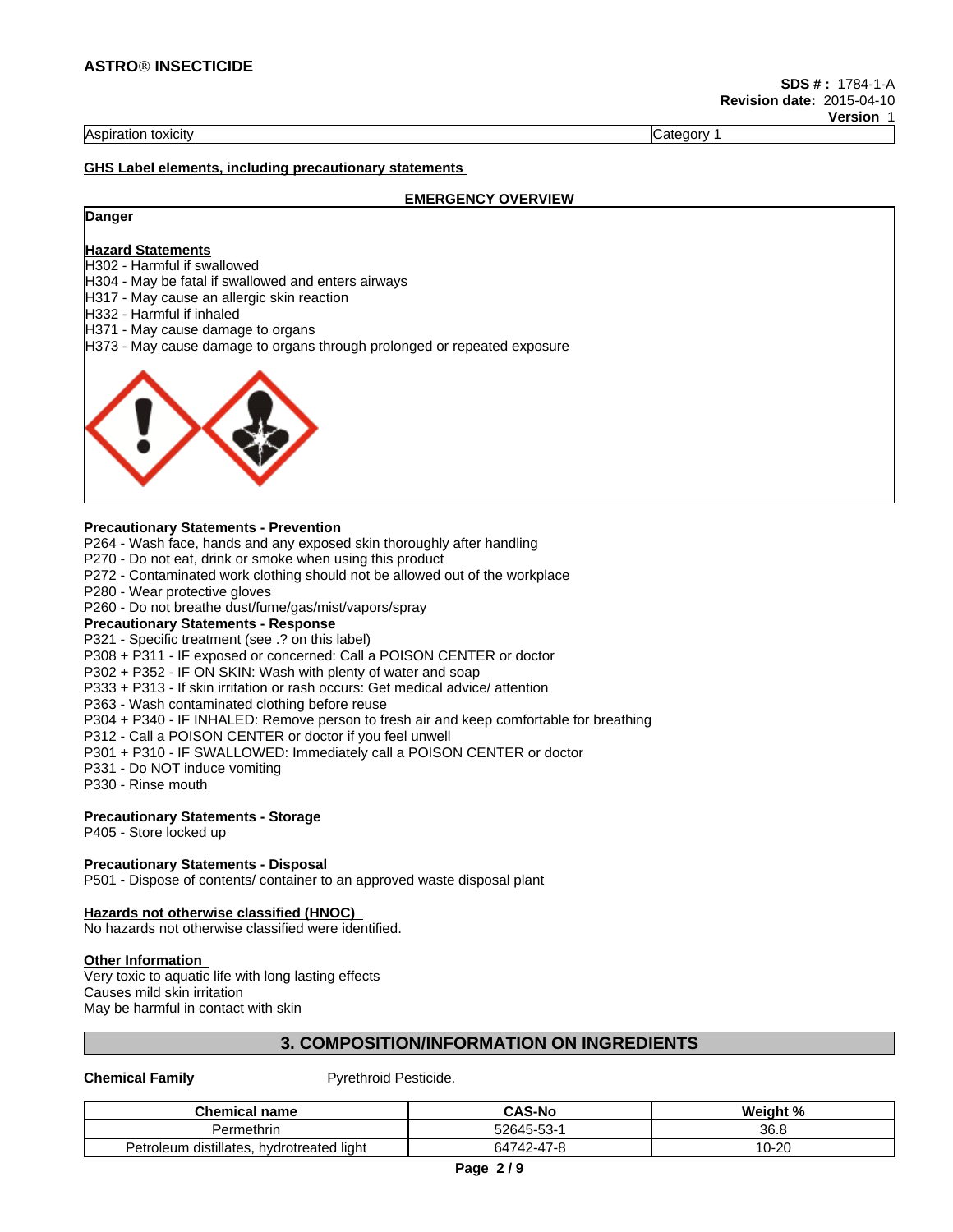| Aspiration toxicity | Category 1 |
| --- | --- |

**GHS Label elements, including precautionary statements**

**EMERGENCY OVERVIEW**

**Danger**

**Hazard Statements**

H302 - Harmful if swallowed
H304 - May be fatal if swallowed and enters airways
H317 - May cause an allergic skin reaction
H332 - Harmful if inhaled
H371 - May cause damage to organs
H373 - May cause damage to organs through prolonged or repeated exposure

**Precautionary Statements - Prevention**

P264 - Wash face, hands and any exposed skin thoroughly after handling
P270 - Do not eat, drink or smoke when using this product
P272 - Contaminated work clothing should not be allowed out of the workplace
P280 - Wear protective gloves
P260 - Do not breathe dust/fume/gas/mist/vapors/spray

**Precautionary Statements - Response**

P321 - Specific treatment (see .? on this label)
P308 + P311 - IF exposed or concerned: Call a POISON CENTER or doctor
P302 + P352 - IF ON SKIN: Wash with plenty of water and soap
P333 + P313 - If skin irritation or rash occurs: Get medical advice/ attention
P363 - Wash contaminated clothing before reuse
P304 + P340 - IF INHALED: Remove person to fresh air and keep comfortable for breathing
P312 - Call a POISON CENTER or doctor if you feel unwell
P301 + P310 - IF SWALLOWED: Immediately call a POISON CENTER or doctor
P331 - Do NOT induce vomiting
P330 - Rinse mouth

**Precautionary Statements - Storage**

P405 - Store locked up

**Precautionary Statements - Disposal**

P501 - Dispose of contents/ container to an approved waste disposal plant

**Hazards not otherwise classified (HNOC)**

No hazards not otherwise classified were identified.

**Other Information**

Very toxic to aquatic life with long lasting effects
Causes mild skin irritation
May be harmful in contact with skin

## 3. COMPOSITION/INFORMATION ON INGREDIENTS

**Chemical Family** Pyrethroid Pesticide.

| Chemical name | CAS-No | Weight % |
| --- | --- | --- |
| Permethrin | 52645-53-1 | 36.8 |
| Petroleum distillates, hydrotreated light | 64742-47-8 | 10-20 |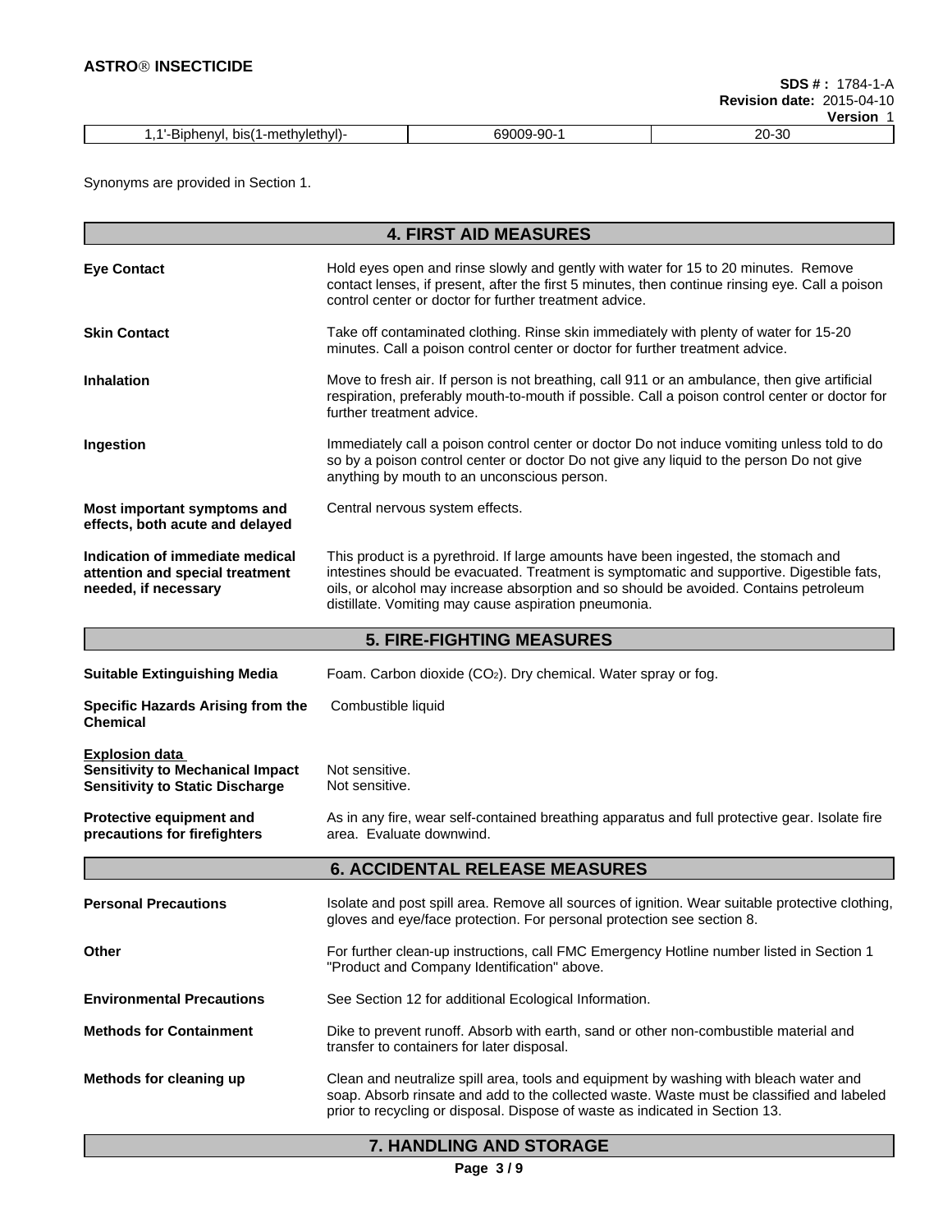| 1,1'-Biphenyl, bis(1-methylethyl)- | 69009-90-1 | 20-30 |
|---|---|---|

Synonyms are provided in Section 1.

## 4. FIRST AID MEASURES

**Eye Contact**
Hold eyes open and rinse slowly and gently with water for 15 to 20 minutes. Remove contact lenses, if present, after the first 5 minutes, then continue rinsing eye. Call a poison control center or doctor for further treatment advice.

**Skin Contact**
Take off contaminated clothing. Rinse skin immediately with plenty of water for 15-20 minutes. Call a poison control center or doctor for further treatment advice.

**Inhalation**
Move to fresh air. If person is not breathing, call 911 or an ambulance, then give artificial respiration, preferably mouth-to-mouth if possible. Call a poison control center or doctor for further treatment advice.

**Ingestion**
Immediately call a poison control center or doctor Do not induce vomiting unless told to do so by a poison control center or doctor Do not give any liquid to the person Do not give anything by mouth to an unconscious person.

**Most important symptoms and effects, both acute and delayed**
Central nervous system effects.

**Indication of immediate medical attention and special treatment needed, if necessary**
This product is a pyrethroid. If large amounts have been ingested, the stomach and intestines should be evacuated. Treatment is symptomatic and supportive. Digestible fats, oils, or alcohol may increase absorption and so should be avoided. Contains petroleum distillate. Vomiting may cause aspiration pneumonia.

## 5. FIRE-FIGHTING MEASURES

**Suitable Extinguishing Media**
Foam. Carbon dioxide ($CO_2$). Dry chemical. Water spray or fog.

**Specific Hazards Arising from the Chemical**
Combustible liquid

**Explosion data**

**Sensitivity to Mechanical Impact** Not sensitive.

**Sensitivity to Static Discharge** Not sensitive.

**Protective equipment and precautions for firefighters**
As in any fire, wear self-contained breathing apparatus and full protective gear. Isolate fire area. Evaluate downwind.

## 6. ACCIDENTAL RELEASE MEASURES

**Personal Precautions**
Isolate and post spill area. Remove all sources of ignition. Wear suitable protective clothing, gloves and eye/face protection. For personal protection see section 8.

**Other**
For further clean-up instructions, call FMC Emergency Hotline number listed in Section 1 "Product and Company Identification" above.

**Environmental Precautions**
See Section 12 for additional Ecological Information.

**Methods for Containment**
Dike to prevent runoff. Absorb with earth, sand or other non-combustible material and transfer to containers for later disposal.

**Methods for cleaning up**
Clean and neutralize spill area, tools and equipment by washing with bleach water and soap. Absorb rinsate and add to the collected waste. Waste must be classified and labeled prior to recycling or disposal. Dispose of waste as indicated in Section 13.

## 7. HANDLING AND STORAGE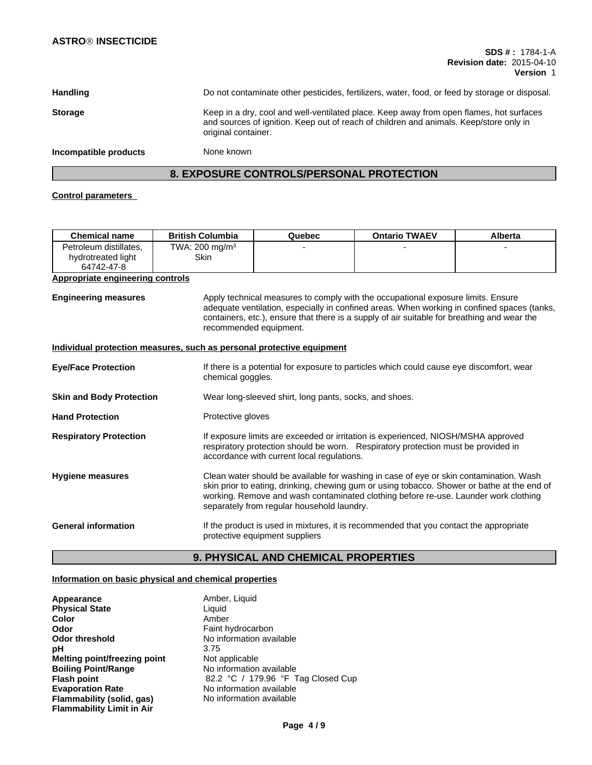| **Handling** | Do not contaminate other pesticides, fertilizers, water, food, or feed by storage or disposal. |
|---|---|
| **Storage** | Keep in a dry, cool and well-ventilated place. Keep away from open flames, hot surfaces and sources of ignition. Keep out of reach of children and animals. Keep/store only in original container. |
| **Incompatible products** | None known |

## 8. EXPOSURE CONTROLS/PERSONAL PROTECTION

**Control parameters**

| Chemical name | British Columbia | Quebec | Ontario TWAEV | Alberta |
|---|---|---|---|---|
| Petroleum distillates, hydrotreated light 64742-47-8 | TWA: 200 mg/m$^3$ Skin | - | - | - |

**Appropriate engineering controls**

**Engineering measures** — Apply technical measures to comply with the occupational exposure limits. Ensure adequate ventilation, especially in confined areas. When working in confined spaces (tanks, containers, etc.), ensure that there is a supply of air suitable for breathing and wear the recommended equipment.

**Individual protection measures, such as personal protective equipment**

**Eye/Face Protection** — If there is a potential for exposure to particles which could cause eye discomfort, wear chemical goggles.

**Skin and Body Protection** — Wear long-sleeved shirt, long pants, socks, and shoes.

**Hand Protection** — Protective gloves

**Respiratory Protection** — If exposure limits are exceeded or irritation is experienced, NIOSH/MSHA approved respiratory protection should be worn. Respiratory protection must be provided in accordance with current local regulations.

**Hygiene measures** — Clean water should be available for washing in case of eye or skin contamination. Wash skin prior to eating, drinking, chewing gum or using tobacco. Shower or bathe at the end of working. Remove and wash contaminated clothing before re-use. Launder work clothing separately from regular household laundry.

**General information** — If the product is used in mixtures, it is recommended that you contact the appropriate protective equipment suppliers

## 9. PHYSICAL AND CHEMICAL PROPERTIES

**Information on basic physical and chemical properties**

| | |
|---|---|
| **Appearance** | Amber, Liquid |
| **Physical State** | Liquid |
| **Color** | Amber |
| **Odor** | Faint hydrocarbon |
| **Odor threshold** | No information available |
| **pH** | 3.75 |
| **Melting point/freezing point** | Not applicable |
| **Boiling Point/Range** | No information available |
| **Flash point** | 82.2 °C / 179.96 °F Tag Closed Cup |
| **Evaporation Rate** | No information available |
| **Flammability (solid, gas)** | No information available |
| **Flammability Limit in Air** | |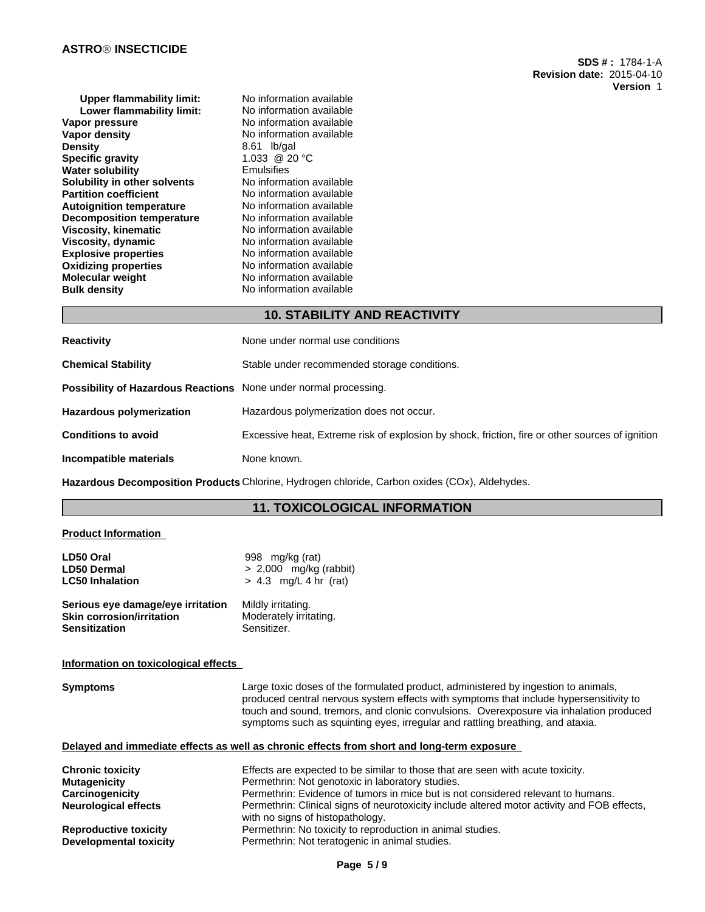| | |
|---|---|
| **Upper flammability limit:** | No information available |
| **Lower flammability limit:** | No information available |
| **Vapor pressure** | No information available |
| **Vapor density** | No information available |
| **Density** | 8.61 lb/gal |
| **Specific gravity** | 1.033 @ 20 °C |
| **Water solubility** | Emulsifies |
| **Solubility in other solvents** | No information available |
| **Partition coefficient** | No information available |
| **Autoignition temperature** | No information available |
| **Decomposition temperature** | No information available |
| **Viscosity, kinematic** | No information available |
| **Viscosity, dynamic** | No information available |
| **Explosive properties** | No information available |
| **Oxidizing properties** | No information available |
| **Molecular weight** | No information available |
| **Bulk density** | No information available |

## 10. STABILITY AND REACTIVITY

**Reactivity** None under normal use conditions

**Chemical Stability** Stable under recommended storage conditions.

**Possibility of Hazardous Reactions** None under normal processing.

**Hazardous polymerization** Hazardous polymerization does not occur.

**Conditions to avoid** Excessive heat, Extreme risk of explosion by shock, friction, fire or other sources of ignition

**Incompatible materials** None known.

**Hazardous Decomposition Products** Chlorine, Hydrogen chloride, Carbon oxides (COx), Aldehydes.

## 11. TOXICOLOGICAL INFORMATION

**Product Information**

| | |
|---|---|
| **LD50 Oral** | 998 mg/kg (rat) |
| **LD50 Dermal** | > 2,000 mg/kg (rabbit) |
| **LC50 Inhalation** | > 4.3 mg/L 4 hr (rat) |

| | |
|---|---|
| **Serious eye damage/eye irritation** | Mildly irritating. |
| **Skin corrosion/irritation** | Moderately irritating. |
| **Sensitization** | Sensitizer. |

**Information on toxicological effects**

**Symptoms** Large toxic doses of the formulated product, administered by ingestion to animals, produced central nervous system effects with symptoms that include hypersensitivity to touch and sound, tremors, and clonic convulsions. Overexposure via inhalation produced symptoms such as squinting eyes, irregular and rattling breathing, and ataxia.

**Delayed and immediate effects as well as chronic effects from short and long-term exposure**

| | |
|---|---|
| **Chronic toxicity** | Effects are expected to be similar to those that are seen with acute toxicity. |
| **Mutagenicity** | Permethrin: Not genotoxic in laboratory studies. |
| **Carcinogenicity** | Permethrin: Evidence of tumors in mice but is not considered relevant to humans. |
| **Neurological effects** | Permethrin: Clinical signs of neurotoxicity include altered motor activity and FOB effects, with no signs of histopathology. |
| **Reproductive toxicity** | Permethrin: No toxicity to reproduction in animal studies. |
| **Developmental toxicity** | Permethrin: Not teratogenic in animal studies. |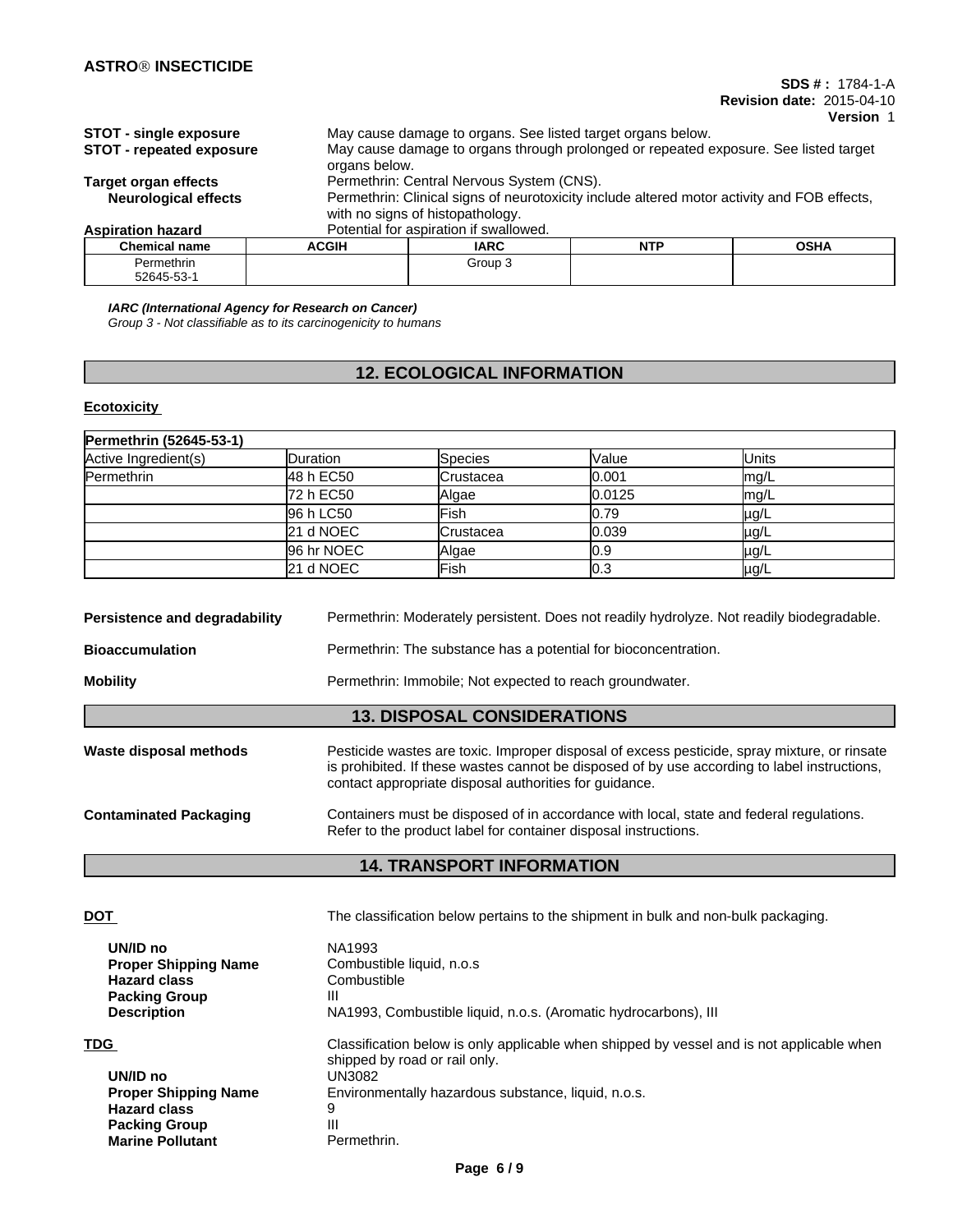| | |
|---|---|
| **STOT - single exposure** | May cause damage to organs. See listed target organs below. |
| **STOT - repeated exposure** | May cause damage to organs through prolonged or repeated exposure. See listed target organs below. |
| **Target organ effects** | Permethrin: Central Nervous System (CNS). |
| **Neurological effects** | Permethrin: Clinical signs of neurotoxicity include altered motor activity and FOB effects, with no signs of histopathology. |
| **Aspiration hazard** | Potential for aspiration if swallowed. |

| Chemical name | ACGIH | IARC | NTP | OSHA |
|---|---|---|---|---|
| Permethrin 52645-53-1 | | Group 3 | | |

***IARC (International Agency for Research on Cancer)***
*Group 3 - Not classifiable as to its carcinogenicity to humans*

## 12. ECOLOGICAL INFORMATION

**Ecotoxicity**

| **Permethrin (52645-53-1)** | | | | |
|---|---|---|---|---|
| Active Ingredient(s) | Duration | Species | Value | Units |
| Permethrin | 48 h EC50 | Crustacea | 0.001 | mg/L |
| | 72 h EC50 | Algae | 0.0125 | mg/L |
| | 96 h LC50 | Fish | 0.79 | µg/L |
| | 21 d NOEC | Crustacea | 0.039 | µg/L |
| | 96 hr NOEC | Algae | 0.9 | µg/L |
| | 21 d NOEC | Fish | 0.3 | µg/L |

**Persistence and degradability** Permethrin: Moderately persistent. Does not readily hydrolyze. Not readily biodegradable.

**Bioaccumulation** Permethrin: The substance has a potential for bioconcentration.

**Mobility** Permethrin: Immobile; Not expected to reach groundwater.

## 13. DISPOSAL CONSIDERATIONS

**Waste disposal methods** Pesticide wastes are toxic. Improper disposal of excess pesticide, spray mixture, or rinsate is prohibited. If these wastes cannot be disposed of by use according to label instructions, contact appropriate disposal authorities for guidance.

**Contaminated Packaging** Containers must be disposed of in accordance with local, state and federal regulations. Refer to the product label for container disposal instructions.

## 14. TRANSPORT INFORMATION

**DOT** The classification below pertains to the shipment in bulk and non-bulk packaging.

| | |
|---|---|
| **UN/ID no** | NA1993 |
| **Proper Shipping Name** | Combustible liquid, n.o.s |
| **Hazard class** | Combustible |
| **Packing Group** | III |
| **Description** | NA1993, Combustible liquid, n.o.s. (Aromatic hydrocarbons), III |

**TDG** Classification below is only applicable when shipped by vessel and is not applicable when shipped by road or rail only.

| | |
|---|---|
| **UN/ID no** | UN3082 |
| **Proper Shipping Name** | Environmentally hazardous substance, liquid, n.o.s. |
| **Hazard class** | 9 |
| **Packing Group** | III |
| **Marine Pollutant** | Permethrin. |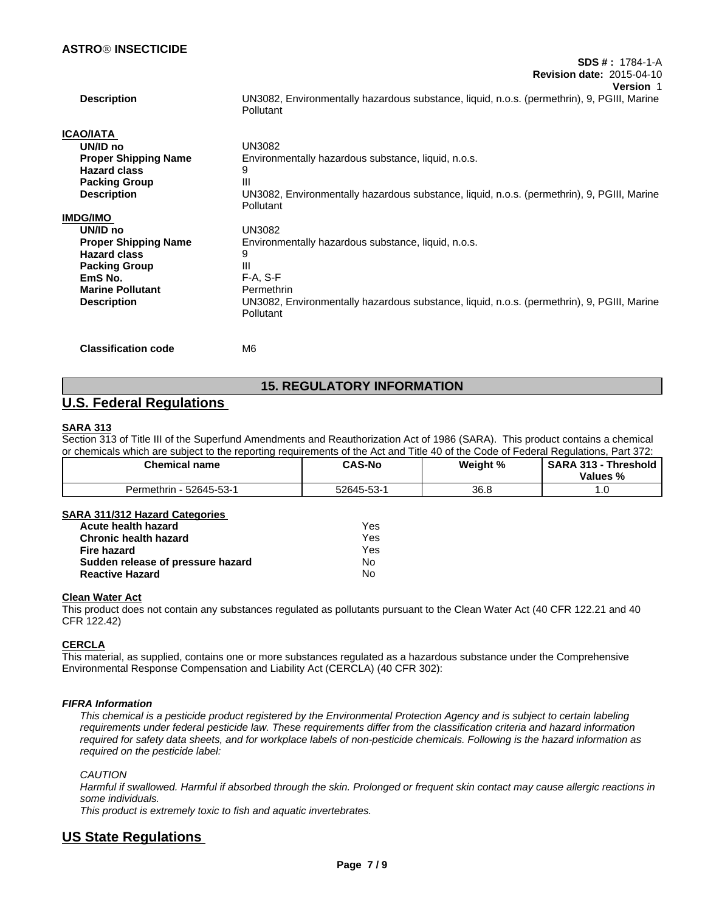| | |
|---|---|
| **Description** | UN3082, Environmentally hazardous substance, liquid, n.o.s. (permethrin), 9, PGIII, Marine Pollutant |

**ICAO/IATA**

| | |
|---|---|
| **UN/ID no** | UN3082 |
| **Proper Shipping Name** | Environmentally hazardous substance, liquid, n.o.s. |
| **Hazard class** | 9 |
| **Packing Group** | III |
| **Description** | UN3082, Environmentally hazardous substance, liquid, n.o.s. (permethrin), 9, PGIII, Marine Pollutant |

**IMDG/IMO**

| | |
|---|---|
| **UN/ID no** | UN3082 |
| **Proper Shipping Name** | Environmentally hazardous substance, liquid, n.o.s. |
| **Hazard class** | 9 |
| **Packing Group** | III |
| **EmS No.** | F-A, S-F |
| **Marine Pollutant** | Permethrin |
| **Description** | UN3082, Environmentally hazardous substance, liquid, n.o.s. (permethrin), 9, PGIII, Marine Pollutant |

| | |
|---|---|
| **Classification code** | M6 |

## 15. REGULATORY INFORMATION

## U.S. Federal Regulations

**SARA 313**

Section 313 of Title III of the Superfund Amendments and Reauthorization Act of 1986 (SARA). This product contains a chemical or chemicals which are subject to the reporting requirements of the Act and Title 40 of the Code of Federal Regulations, Part 372:

| Chemical name | CAS-No | Weight % | SARA 313 - Threshold Values % |
|---|---|---|---|
| Permethrin - 52645-53-1 | 52645-53-1 | 36.8 | 1.0 |

**SARA 311/312 Hazard Categories**

| | |
|---|---|
| **Acute health hazard** | Yes |
| **Chronic health hazard** | Yes |
| **Fire hazard** | Yes |
| **Sudden release of pressure hazard** | No |
| **Reactive Hazard** | No |

**Clean Water Act**

This product does not contain any substances regulated as pollutants pursuant to the Clean Water Act (40 CFR 122.21 and 40 CFR 122.42)

**CERCLA**

This material, as supplied, contains one or more substances regulated as a hazardous substance under the Comprehensive Environmental Response Compensation and Liability Act (CERCLA) (40 CFR 302):

***FIFRA Information***

*This chemical is a pesticide product registered by the Environmental Protection Agency and is subject to certain labeling requirements under federal pesticide law. These requirements differ from the classification criteria and hazard information required for safety data sheets, and for workplace labels of non-pesticide chemicals. Following is the hazard information as required on the pesticide label:*

*CAUTION*

*Harmful if swallowed. Harmful if absorbed through the skin. Prolonged or frequent skin contact may cause allergic reactions in some individuals.*

*This product is extremely toxic to fish and aquatic invertebrates.*

## US State Regulations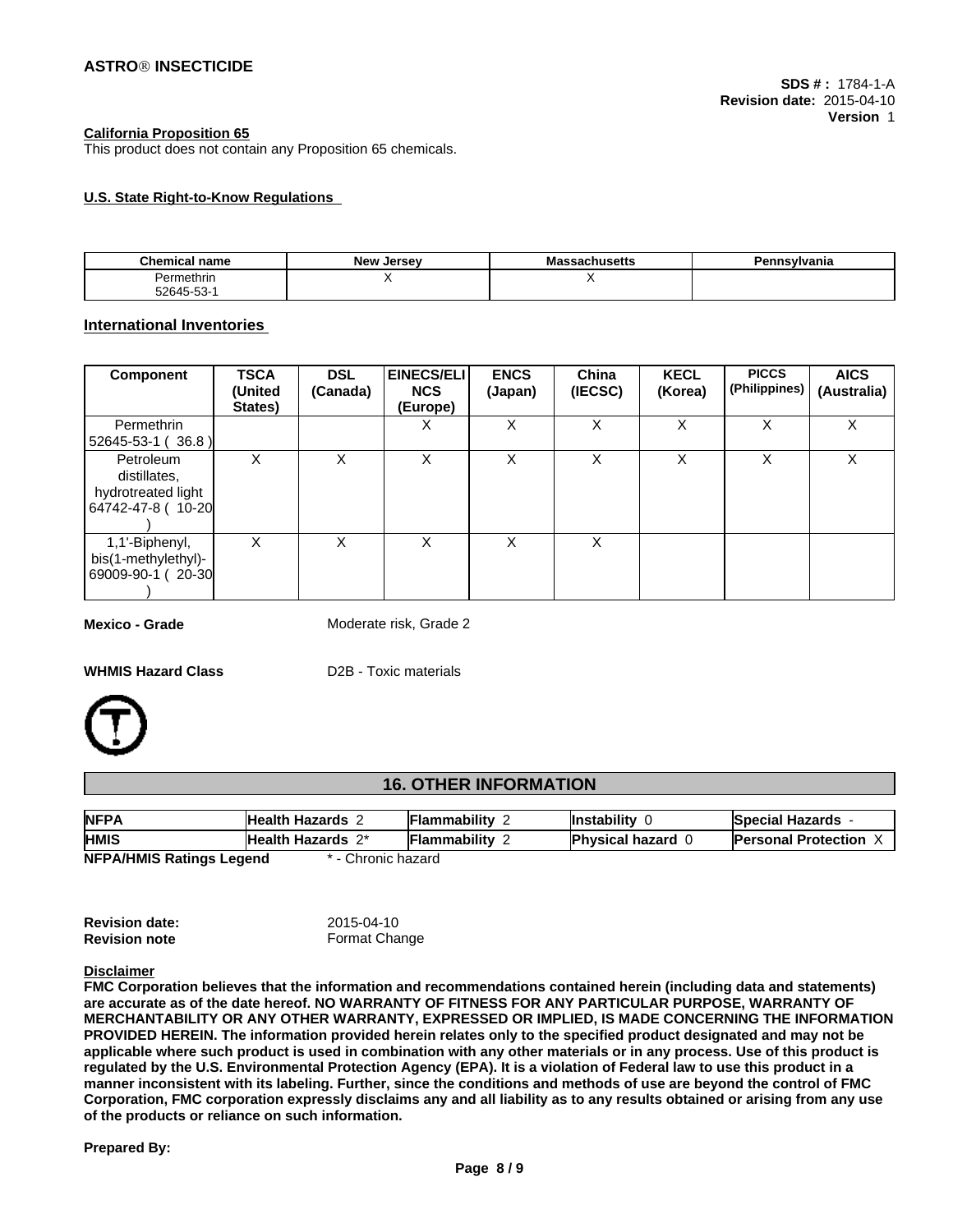**California Proposition 65**

This product does not contain any Proposition 65 chemicals.

**U.S. State Right-to-Know Regulations**

| Chemical name | New Jersey | Massachusetts | Pennsylvania |
|---|---|---|---|
| Permethrin 52645-53-1 | X | X | |

**International Inventories**

| Component | TSCA (United States) | DSL (Canada) | EINECS/ELINCS (Europe) | ENCS (Japan) | China (IECSC) | KECL (Korea) | PICCS (Philippines) | AICS (Australia) |
|---|---|---|---|---|---|---|---|---|
| Permethrin 52645-53-1 ( 36.8 ) | | | X | X | X | X | X | X |
| Petroleum distillates, hydrotreated light 64742-47-8 ( 10-20 ) | X | X | X | X | X | X | X | X |
| 1,1'-Biphenyl, bis(1-methylethyl)- 69009-90-1 ( 20-30 ) | X | X | X | X | X | | | |

**Mexico - Grade** Moderate risk, Grade 2

**WHMIS Hazard Class** D2B - Toxic materials

## 16. OTHER INFORMATION

| NFPA | Health Hazards 2 | Flammability 2 | Instability 0 | Special Hazards - |
|---|---|---|---|---|
| HMIS | Health Hazards 2* | Flammability 2 | Physical hazard 0 | Personal Protection X |

**NFPA/HMIS Ratings Legend** * - Chronic hazard

**Revision date:** 2015-04-10
**Revision note** Format Change

**Disclaimer**

**FMC Corporation believes that the information and recommendations contained herein (including data and statements) are accurate as of the date hereof. NO WARRANTY OF FITNESS FOR ANY PARTICULAR PURPOSE, WARRANTY OF MERCHANTABILITY OR ANY OTHER WARRANTY, EXPRESSED OR IMPLIED, IS MADE CONCERNING THE INFORMATION PROVIDED HEREIN. The information provided herein relates only to the specified product designated and may not be applicable where such product is used in combination with any other materials or in any process. Use of this product is regulated by the U.S. Environmental Protection Agency (EPA). It is a violation of Federal law to use this product in a manner inconsistent with its labeling. Further, since the conditions and methods of use are beyond the control of FMC Corporation, FMC corporation expressly disclaims any and all liability as to any results obtained or arising from any use of the products or reliance on such information.**

**Prepared By:**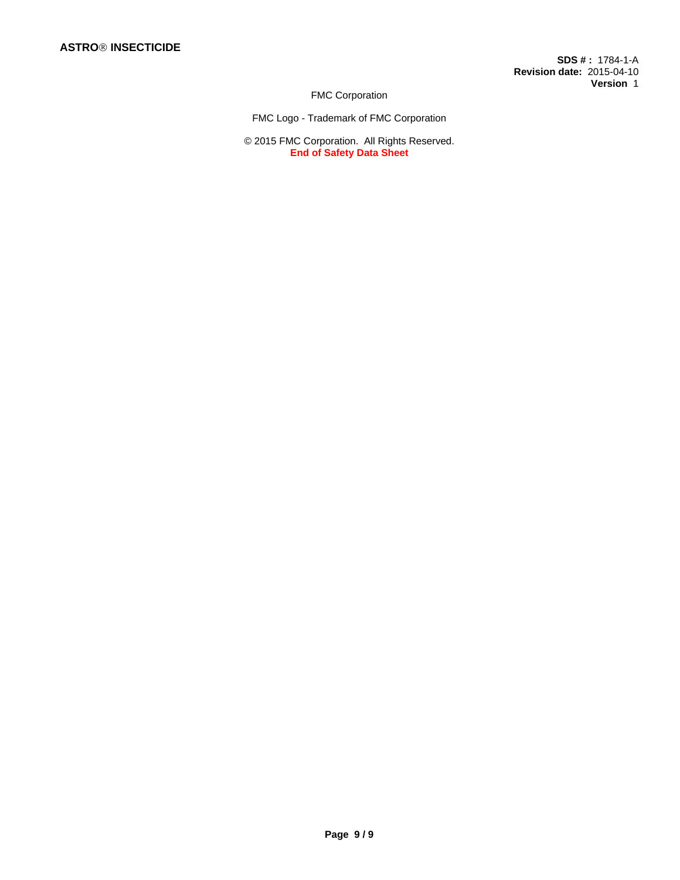FMC Corporation

FMC Logo - Trademark of FMC Corporation

© 2015 FMC Corporation. All Rights Reserved.

**End of Safety Data Sheet**